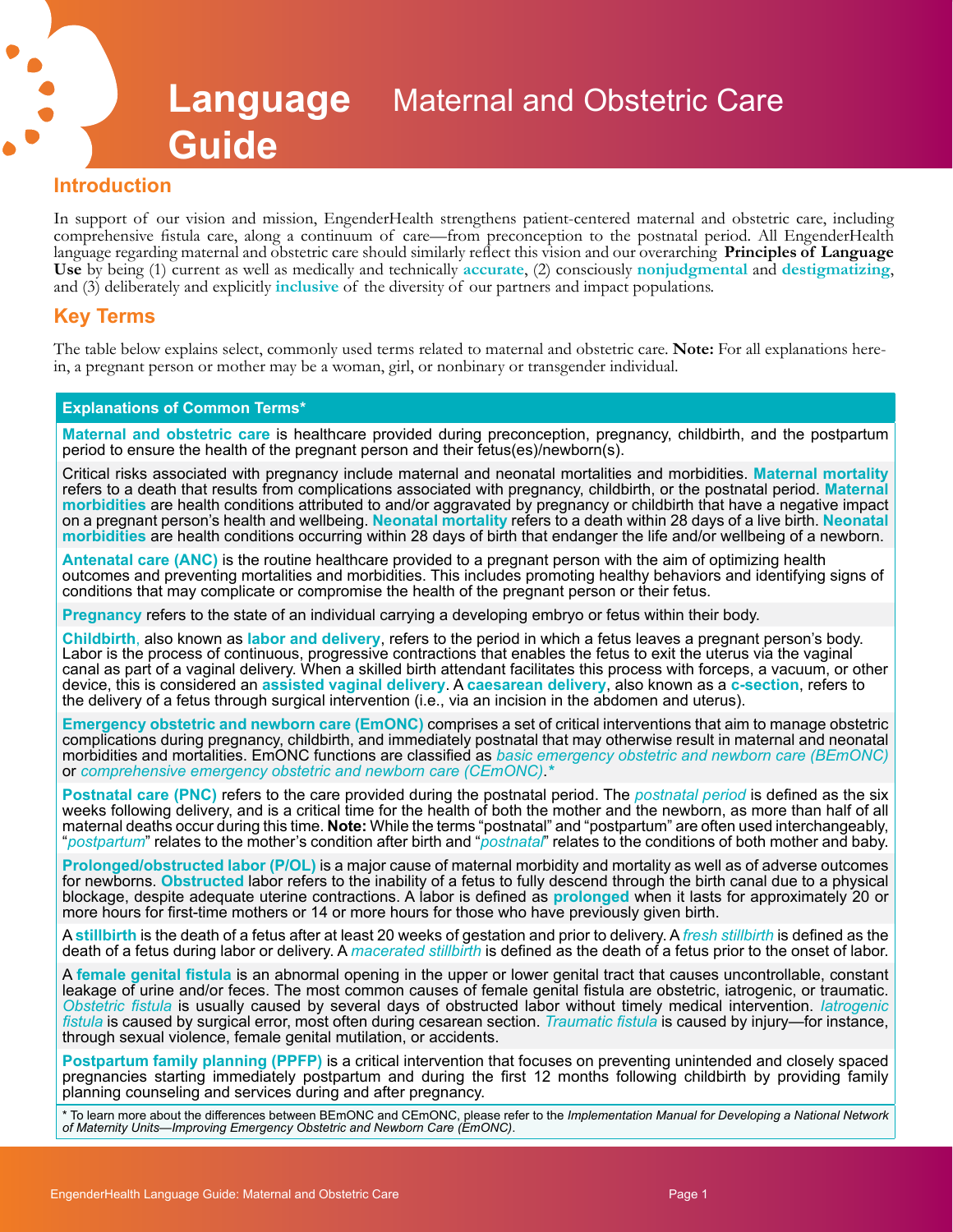# Language Guide Maternal and Obstetric Care

## Introduction

In support of our vision and mission, EngenderHealth strengthens patient-centered maternal and obstetric care, including comprehensive fistula care, along a continuum of care—from preconception to the postnatal period. All EngenderHealth language regarding maternal and obstetric care should similarly reflect this vision and our overarching **Principles of Language Use** by being (1) current as well as medically and technically **accurate**, (2) consciously **nonjudgmental** and **destigmatizing**, and (3) deliberately and explicitly **inclusive** of the diversity of our partners and impact populations.

## Key Terms

The table below explains select, commonly used terms related to maternal and obstetric care. **Note:** For all explanations herein, a pregnant person or mother may be a woman, girl, or nonbinary or transgender individual.

| Explanations of Common Terms* |
|---|
| **Maternal and obstetric care** is healthcare provided during preconception, pregnancy, childbirth, and the postpartum period to ensure the health of the pregnant person and their fetus(es)/newborn(s). |
| Critical risks associated with pregnancy include maternal and neonatal mortalities and morbidities. **Maternal mortality** refers to a death that results from complications associated with pregnancy, childbirth, or the postnatal period. **Maternal morbidities** are health conditions attributed to and/or aggravated by pregnancy or childbirth that have a negative impact on a pregnant person's health and wellbeing. **Neonatal mortality** refers to a death within 28 days of a live birth. **Neonatal morbidities** are health conditions occurring within 28 days of birth that endanger the life and/or wellbeing of a newborn. |
| **Antenatal care (ANC)** is the routine healthcare provided to a pregnant person with the aim of optimizing health outcomes and preventing mortalities and morbidities. This includes promoting healthy behaviors and identifying signs of conditions that may complicate or compromise the health of the pregnant person or their fetus. |
| **Pregnancy** refers to the state of an individual carrying a developing embryo or fetus within their body. |
| **Childbirth**, also known as **labor and delivery**, refers to the period in which a fetus leaves a pregnant person's body. Labor is the process of continuous, progressive contractions that enables the fetus to exit the uterus via the vaginal canal as part of a vaginal delivery. When a skilled birth attendant facilitates this process with forceps, a vacuum, or other device, this is considered an **assisted vaginal delivery**. A **caesarean delivery**, also known as a **c-section**, refers to the delivery of a fetus through surgical intervention (i.e., via an incision in the abdomen and uterus). |
| **Emergency obstetric and newborn care (EmONC)** comprises a set of critical interventions that aim to manage obstetric complications during pregnancy, childbirth, and immediately postnatal that may otherwise result in maternal and neonatal morbidities and mortalities. EmONC functions are classified as *basic emergency obstetric and newborn care (BEmONC)* or *comprehensive emergency obstetric and newborn care (CEmONC)*.* |
| **Postnatal care (PNC)** refers to the care provided during the postnatal period. The *postnatal period* is defined as the six weeks following delivery, and is a critical time for the health of both the mother and the newborn, as more than half of all maternal deaths occur during this time. **Note:** While the terms "postnatal" and "postpartum" are often used interchangeably, "*postpartum*" relates to the mother's condition after birth and "*postnatal*" relates to the conditions of both mother and baby. |
| **Prolonged/obstructed labor (P/OL)** is a major cause of maternal morbidity and mortality as well as of adverse outcomes for newborns. **Obstructed** labor refers to the inability of a fetus to fully descend through the birth canal due to a physical blockage, despite adequate uterine contractions. A labor is defined as **prolonged** when it lasts for approximately 20 or more hours for first-time mothers or 14 or more hours for those who have previously given birth. |
| A **stillbirth** is the death of a fetus after at least 20 weeks of gestation and prior to delivery. A *fresh stillbirth* is defined as the death of a fetus during labor or delivery. A *macerated stillbirth* is defined as the death of a fetus prior to the onset of labor. |
| A **female genital fistula** is an abnormal opening in the upper or lower genital tract that causes uncontrollable, constant leakage of urine and/or feces. The most common causes of female genital fistula are obstetric, iatrogenic, or traumatic. *Obstetric fistula* is usually caused by several days of obstructed labor without timely medical intervention. *Iatrogenic fistula* is caused by surgical error, most often during cesarean section. *Traumatic fistula* is caused by injury—for instance, through sexual violence, female genital mutilation, or accidents. |
| **Postpartum family planning (PPFP)** is a critical intervention that focuses on preventing unintended and closely spaced pregnancies starting immediately postpartum and during the first 12 months following childbirth by providing family planning counseling and services during and after pregnancy. |

\* To learn more about the differences between BEmONC and CEmONC, please refer to the *Implementation Manual for Developing a National Network of Maternity Units—Improving Emergency Obstetric and Newborn Care (EmONC)*.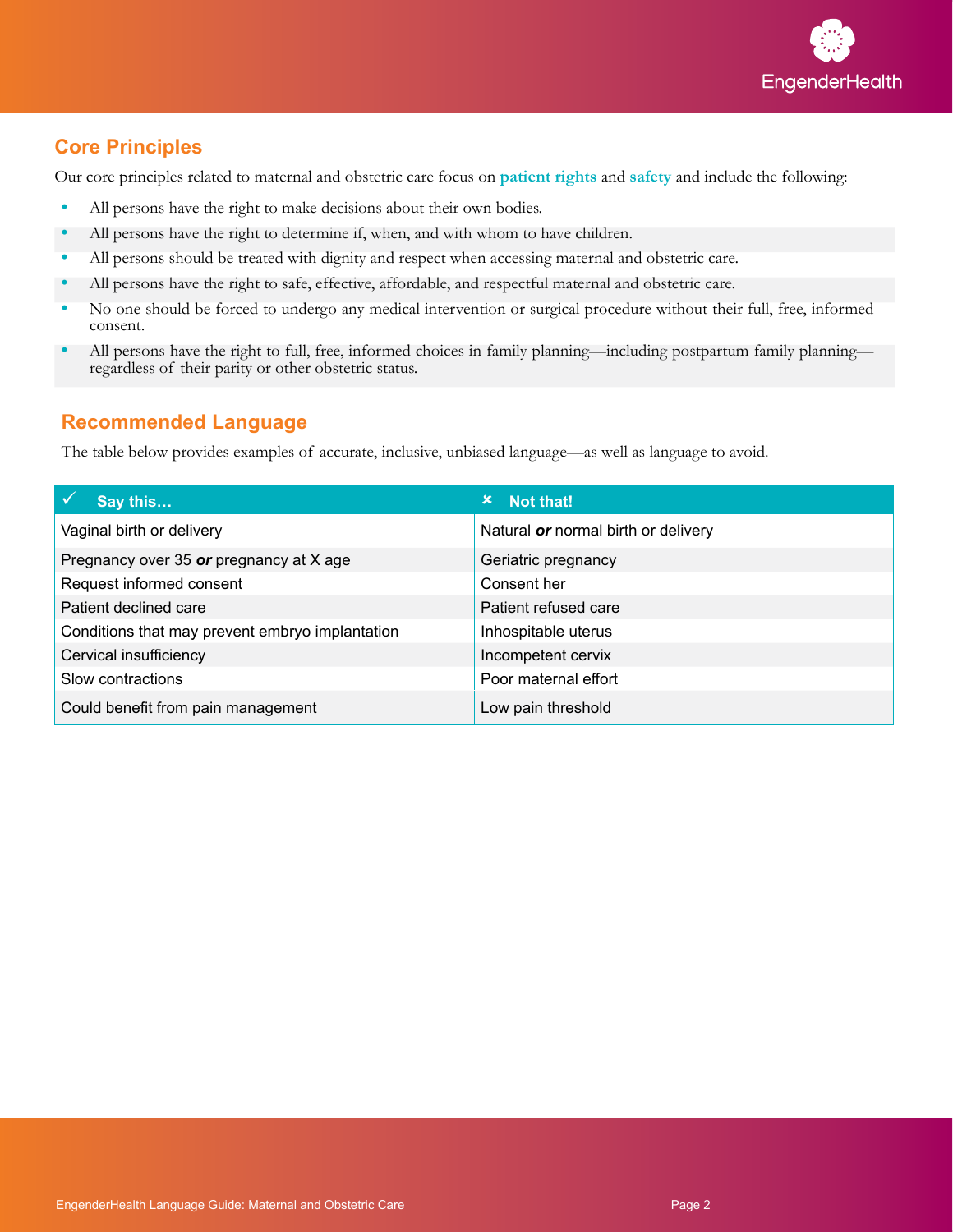## Core Principles

Our core principles related to maternal and obstetric care focus on **patient rights** and **safety** and include the following:

- All persons have the right to make decisions about their own bodies.
- All persons have the right to determine if, when, and with whom to have children.
- All persons should be treated with dignity and respect when accessing maternal and obstetric care.
- All persons have the right to safe, effective, affordable, and respectful maternal and obstetric care.
- No one should be forced to undergo any medical intervention or surgical procedure without their full, free, informed consent.
- All persons have the right to full, free, informed choices in family planning—including postpartum family planning—regardless of their parity or other obstetric status.

## Recommended Language

The table below provides examples of accurate, inclusive, unbiased language—as well as language to avoid.

| ✓ Say this… | ✗ Not that! |
|---|---|
| Vaginal birth or delivery | Natural ***or*** normal birth or delivery |
| Pregnancy over 35 ***or*** pregnancy at X age | Geriatric pregnancy |
| Request informed consent | Consent her |
| Patient declined care | Patient refused care |
| Conditions that may prevent embryo implantation | Inhospitable uterus |
| Cervical insufficiency | Incompetent cervix |
| Slow contractions | Poor maternal effort |
| Could benefit from pain management | Low pain threshold |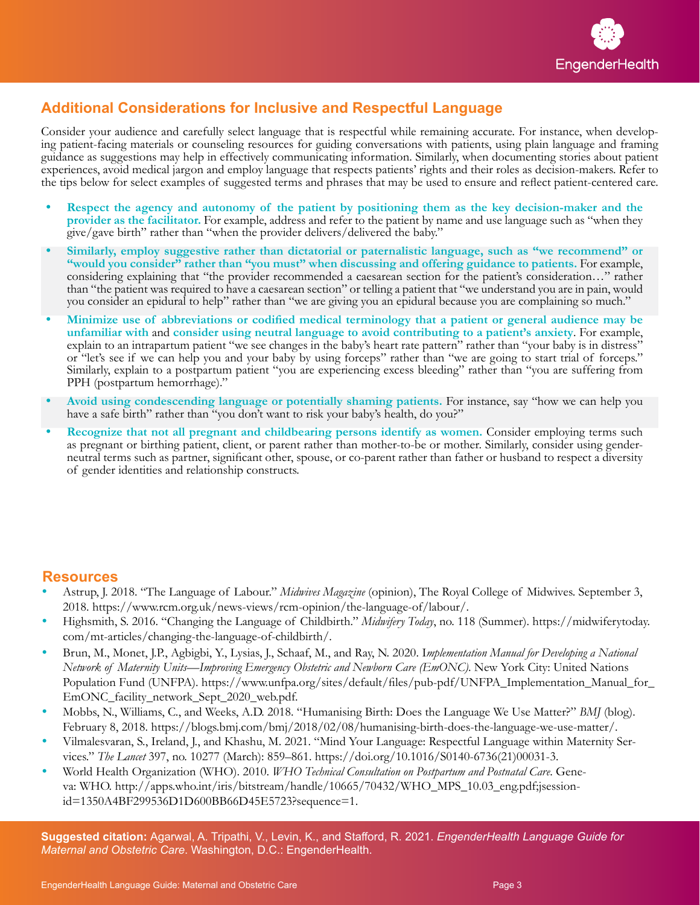## Additional Considerations for Inclusive and Respectful Language

Consider your audience and carefully select language that is respectful while remaining accurate. For instance, when developing patient-facing materials or counseling resources for guiding conversations with patients, using plain language and framing guidance as suggestions may help in effectively communicating information. Similarly, when documenting stories about patient experiences, avoid medical jargon and employ language that respects patients' rights and their roles as decision-makers. Refer to the tips below for select examples of suggested terms and phrases that may be used to ensure and reflect patient-centered care.

- **Respect the agency and autonomy of the patient by positioning them as the key decision-maker and the provider as the facilitator.** For example, address and refer to the patient by name and use language such as "when they give/gave birth" rather than "when the provider delivers/delivered the baby."
- **Similarly, employ suggestive rather than dictatorial or paternalistic language, such as "we recommend" or "would you consider" rather than "you must" when discussing and offering guidance to patients.** For example, considering explaining that "the provider recommended a caesarean section for the patient's consideration…" rather than "the patient was required to have a caesarean section" or telling a patient that "we understand you are in pain, would you consider an epidural to help" rather than "we are giving you an epidural because you are complaining so much."
- **Minimize use of abbreviations or codified medical terminology that a patient or general audience may be unfamiliar with** and **consider using neutral language to avoid contributing to a patient's anxiety**. For example, explain to an intrapartum patient "we see changes in the baby's heart rate pattern" rather than "your baby is in distress" or "let's see if we can help you and your baby by using forceps" rather than "we are going to start trial of forceps." Similarly, explain to a postpartum patient "you are experiencing excess bleeding" rather than "you are suffering from PPH (postpartum hemorrhage)."
- **Avoid using condescending language or potentially shaming patients.** For instance, say "how we can help you have a safe birth" rather than "you don't want to risk your baby's health, do you?"
- **Recognize that not all pregnant and childbearing persons identify as women.** Consider employing terms such as pregnant or birthing patient, client, or parent rather than mother-to-be or mother. Similarly, consider using gender-neutral terms such as partner, significant other, spouse, or co-parent rather than father or husband to respect a diversity of gender identities and relationship constructs.

## Resources

- Astrup, J. 2018. "The Language of Labour." *Midwives Magazine* (opinion), The Royal College of Midwives. September 3, 2018. https://www.rcm.org.uk/news-views/rcm-opinion/the-language-of/labour/.
- Highsmith, S. 2016. "Changing the Language of Childbirth." *Midwifery Today*, no. 118 (Summer). https://midwiferytoday.com/mt-articles/changing-the-language-of-childbirth/.
- Brun, M., Monet, J.P., Agbigbi, Y., Lysias, J., Schaaf, M., and Ray, N. 2020. I*mplementation Manual for Developing a National Network of Maternity Units—Improving Emergency Obstetric and Newborn Care (EmONC).* New York City: United Nations Population Fund (UNFPA). https://www.unfpa.org/sites/default/files/pub-pdf/UNFPA_Implementation_Manual_for_EmONC_facility_network_Sept_2020_web.pdf.
- Mobbs, N., Williams, C., and Weeks, A.D. 2018. "Humanising Birth: Does the Language We Use Matter?" *BMJ* (blog). February 8, 2018. https://blogs.bmj.com/bmj/2018/02/08/humanising-birth-does-the-language-we-use-matter/.
- Vilmalesvaran, S., Ireland, J., and Khashu, M. 2021. "Mind Your Language: Respectful Language within Maternity Services." *The Lancet* 397, no. 10277 (March): 859–861. https://doi.org/10.1016/S0140-6736(21)00031-3.
- World Health Organization (WHO). 2010. *WHO Technical Consultation on Postpartum and Postnatal Care.* Geneva: WHO. http://apps.who.int/iris/bitstream/handle/10665/70432/WHO_MPS_10.03_eng.pdf;jsessionid=1350A4BF299536D1D600BB66D45E5723?sequence=1.

**Suggested citation:** Agarwal, A. Tripathi, V., Levin, K., and Stafford, R. 2021. *EngenderHealth Language Guide for Maternal and Obstetric Care.* Washington, D.C.: EngenderHealth.